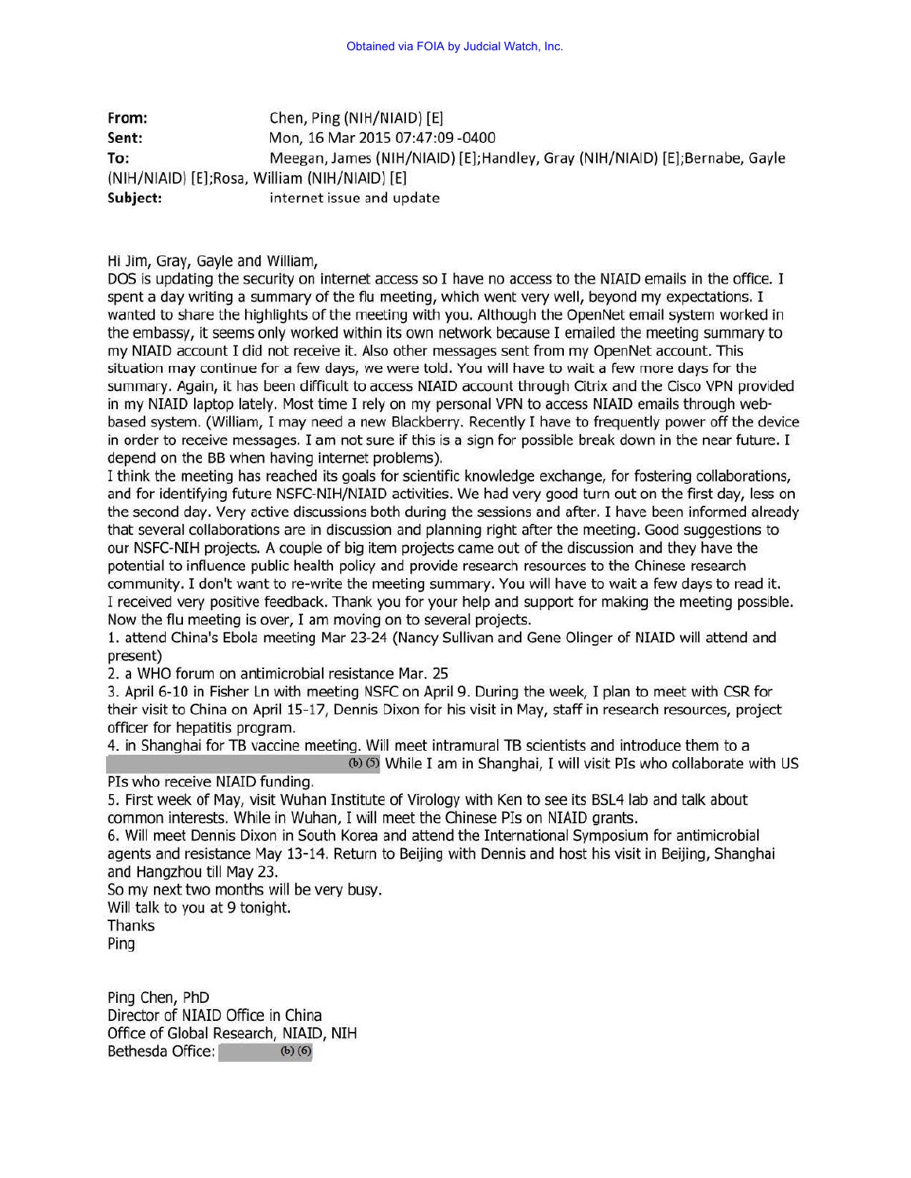Obtained via FOIA by Judcial Watch, Inc.

**From:** Chen, Ping (NIH/NIAID) [E]
**Sent:** Mon, 16 Mar 2015 07:47:09 -0400
**To:** Meegan, James (NIH/NIAID) [E];Handley, Gray (NIH/NIAID) [E];Bernabe, Gayle (NIH/NIAID) [E];Rosa, William (NIH/NIAID) [E]
**Subject:** internet issue and update

Hi Jim, Gray, Gayle and William,

DOS is updating the security on internet access so I have no access to the NIAID emails in the office. I spent a day writing a summary of the flu meeting, which went very well, beyond my expectations. I wanted to share the highlights of the meeting with you. Although the OpenNet email system worked in the embassy, it seems only worked within its own network because I emailed the meeting summary to my NIAID account I did not receive it. Also other messages sent from my OpenNet account. This situation may continue for a few days, we were told. You will have to wait a few more days for the summary. Again, it has been difficult to access NIAID account through Citrix and the Cisco VPN provided in my NIAID laptop lately. Most time I rely on my personal VPN to access NIAID emails through web-based system. (William, I may need a new Blackberry. Recently I have to frequently power off the device in order to receive messages. I am not sure if this is a sign for possible break down in the near future. I depend on the BB when having internet problems).

I think the meeting has reached its goals for scientific knowledge exchange, for fostering collaborations, and for identifying future NSFC-NIH/NIAID activities. We had very good turn out on the first day, less on the second day. Very active discussions both during the sessions and after. I have been informed already that several collaborations are in discussion and planning right after the meeting. Good suggestions to our NSFC-NIH projects. A couple of big item projects came out of the discussion and they have the potential to influence public health policy and provide research resources to the Chinese research community. I don't want to re-write the meeting summary. You will have to wait a few days to read it.

I received very positive feedback. Thank you for your help and support for making the meeting possible.

Now the flu meeting is over, I am moving on to several projects.

1. attend China's Ebola meeting Mar 23-24 (Nancy Sullivan and Gene Olinger of NIAID will attend and present)
2. a WHO forum on antimicrobial resistance Mar. 25
3. April 6-10 in Fisher Ln with meeting NSFC on April 9. During the week, I plan to meet with CSR for their visit to China on April 15-17, Dennis Dixon for his visit in May, staff in research resources, project officer for hepatitis program.
4. in Shanghai for TB vaccine meeting. Will meet intramural TB scientists and introduce them to a (b) (5) While I am in Shanghai, I will visit PIs who collaborate with US PIs who receive NIAID funding.
5. First week of May, visit Wuhan Institute of Virology with Ken to see its BSL4 lab and talk about common interests. While in Wuhan, I will meet the Chinese PIs on NIAID grants.
6. Will meet Dennis Dixon in South Korea and attend the International Symposium for antimicrobial agents and resistance May 13-14. Return to Beijing with Dennis and host his visit in Beijing, Shanghai and Hangzhou till May 23.

So my next two months will be very busy.

Will talk to you at 9 tonight.

Thanks

Ping

Ping Chen, PhD
Director of NIAID Office in China
Office of Global Research, NIAID, NIH
Bethesda Office: (b) (6)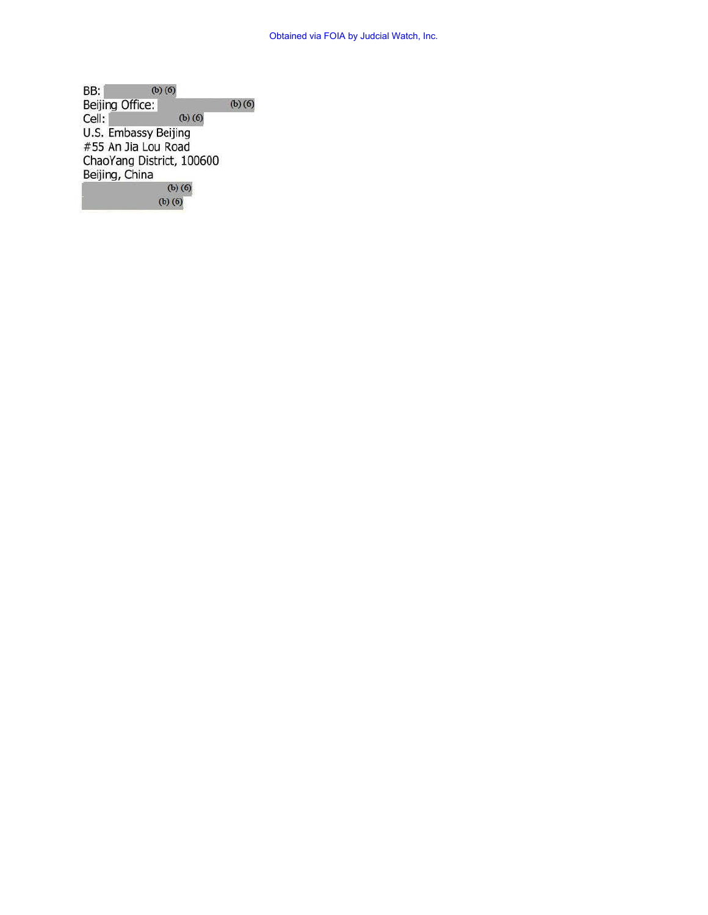BB: (b) (6)
Beijing Office: (b) (6)
Cell: (b) (6)
U.S. Embassy Beijing
#55 An Jia Lou Road
ChaoYang District, 100600
Beijing, China
(b) (6)
(b) (6)